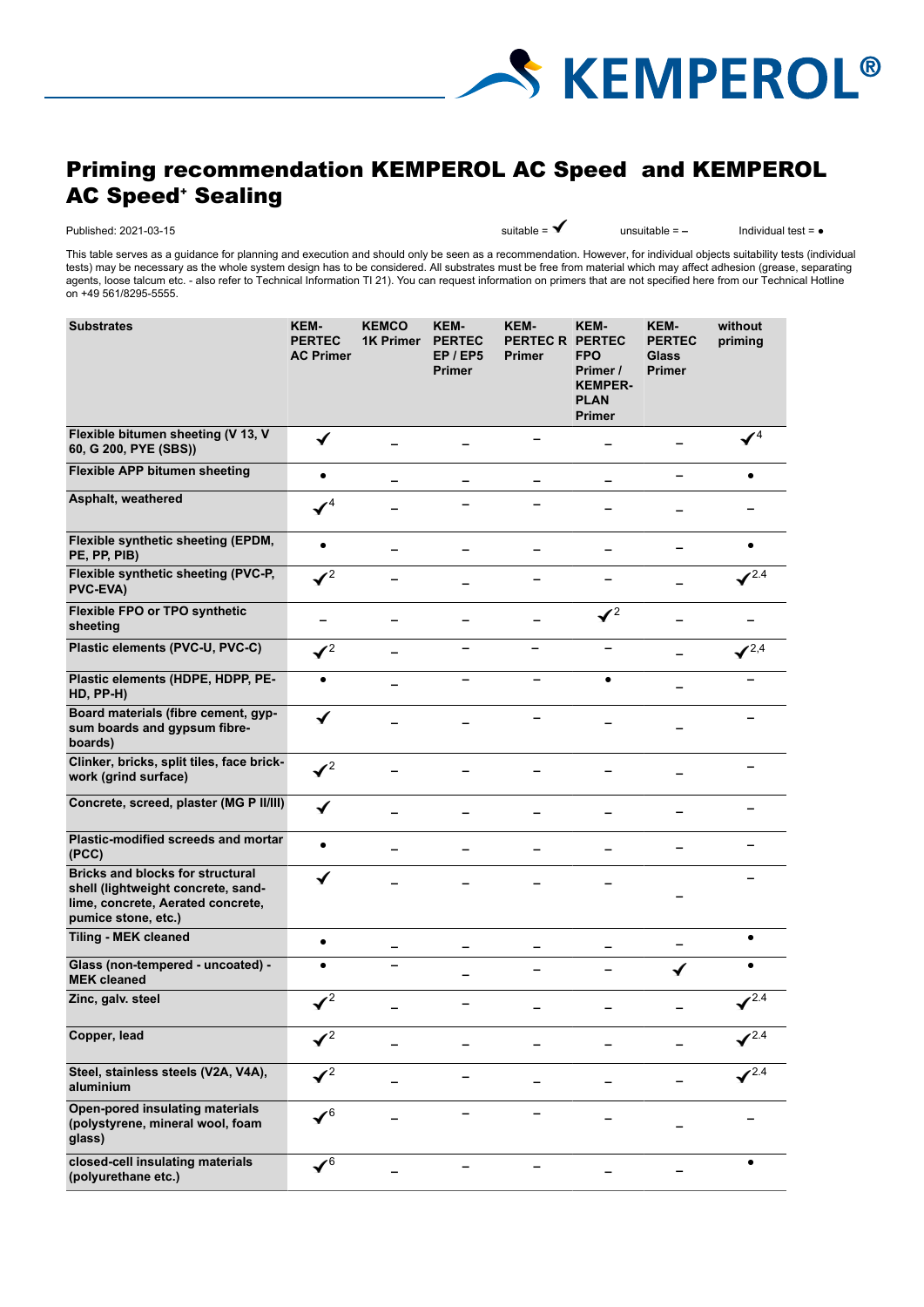# Priming recommendation KEMPEROL AC Speed and KEMPEROL AC Speed⁺ Sealing

Published: 2021-03-15 suitable = ✓ unsuitable = – Individual test = •

This table serves as a guidance for planning and execution and should only be seen as a recommendation. However, for individual objects suitability tests (individual tests) may be necessary as the whole system design has to be considered. All substrates must be free from material which may affect adhesion (grease, separating agents, loose talcum etc. - also refer to Technical Information TI 21). You can request information on primers that are not specified here from our Technical Hotline on +49 561/8295-5555.

| Substrates | KEMPERTEC AC Primer | KEMCO 1K Primer | KEMPERTEC EP / EP5 Primer | KEMPERTEC R Primer | KEMPERTEC FPO Primer / KEMPERPLAN Primer | KEMPERTEC Glass Primer | without priming |
|---|---|---|---|---|---|---|---|
| Flexible bitumen sheeting (V 13, V 60, G 200, PYE (SBS)) | ✓ | – | – | – | – | – | ✓[4] |
| Flexible APP bitumen sheeting | • | – | – | – | – | – | • |
| Asphalt, weathered | ✓[4] | – | – | – | – | – | – |
| Flexible synthetic sheeting (EPDM, PE, PP, PIB) | • | – | – | – | – | – | • |
| Flexible synthetic sheeting (PVC-P, PVC-EVA) | ✓[2] | – | – | – | – | – | ✓[2.4] |
| Flexible FPO or TPO synthetic sheeting | – | – | – | – | ✓[2] | – | – |
| Plastic elements (PVC-U, PVC-C) | ✓[2] | – | – | – | – | – | ✓[2,4] |
| Plastic elements (HDPE, HDPP, PE-HD, PP-H) | • | – | – | – | • | – | – |
| Board materials (fibre cement, gypsum boards and gypsum fibre-boards) | ✓ | – | – | – | – | – | – |
| Clinker, bricks, split tiles, face brick-work (grind surface) | ✓[2] | – | – | – | – | – | – |
| Concrete, screed, plaster (MG P II/III) | ✓ | – | – | – | – | – | – |
| Plastic-modified screeds and mortar (PCC) | • | – | – | – | – | – | – |
| Bricks and blocks for structural shell (lightweight concrete, sand-lime, concrete, Aerated concrete, pumice stone, etc.) | ✓ | – | – | – | – | – | – |
| Tiling - MEK cleaned | • | – | – | – | – | – | • |
| Glass (non-tempered - uncoated) - MEK cleaned | • | – | – | – | – | ✓ | • |
| Zinc, galv. steel | ✓[2] | – | – | – | – | – | ✓[2.4] |
| Copper, lead | ✓[2] | – | – | – | – | – | ✓[2.4] |
| Steel, stainless steels (V2A, V4A), aluminium | ✓[2] | – | – | – | – | – | ✓[2.4] |
| Open-pored insulating materials (polystyrene, mineral wool, foam glass) | ✓[6] | – | – | – | – | – | – |
| closed-cell insulating materials (polyurethane etc.) | ✓[6] | – | – | – | – | – | • |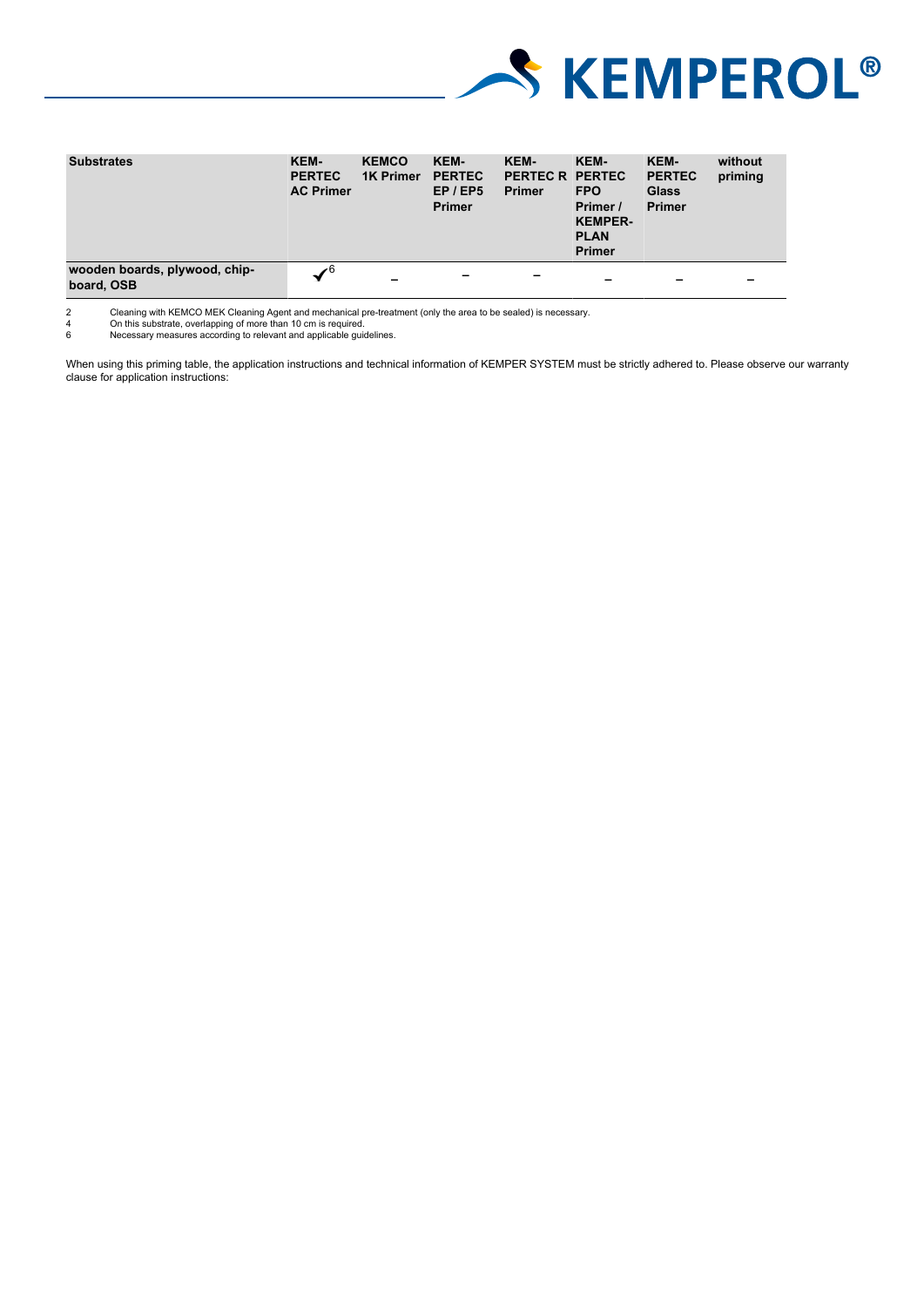| Substrates | KEMPERTEC AC Primer | KEMCO 1K Primer | KEMPERTEC EP / EP5 Primer | KEMPERTEC R Primer | KEMPERTEC FPO Primer / KEMPERPLAN Primer | KEMPERTEC Glass Primer | without priming |
|---|---|---|---|---|---|---|---|
| **wooden boards, plywood, chipboard, OSB** | ✓[6] | – | – | – | – | – | – |

2 Cleaning with KEMCO MEK Cleaning Agent and mechanical pre-treatment (only the area to be sealed) is necessary.
4 On this substrate, overlapping of more than 10 cm is required.
6 Necessary measures according to relevant and applicable guidelines.

When using this priming table, the application instructions and technical information of KEMPER SYSTEM must be strictly adhered to. Please observe our warranty clause for application instructions: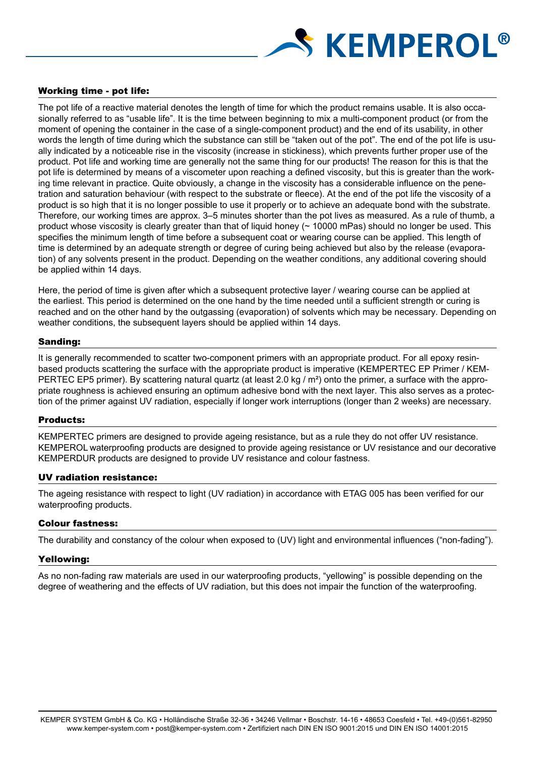### Working time - pot life:

The pot life of a reactive material denotes the length of time for which the product remains usable. It is also occasionally referred to as "usable life". It is the time between beginning to mix a multi-component product (or from the moment of opening the container in the case of a single-component product) and the end of its usability, in other words the length of time during which the substance can still be "taken out of the pot". The end of the pot life is usually indicated by a noticeable rise in the viscosity (increase in stickiness), which prevents further proper use of the product. Pot life and working time are generally not the same thing for our products! The reason for this is that the pot life is determined by means of a viscometer upon reaching a defined viscosity, but this is greater than the working time relevant in practice. Quite obviously, a change in the viscosity has a considerable influence on the penetration and saturation behaviour (with respect to the substrate or fleece). At the end of the pot life the viscosity of a product is so high that it is no longer possible to use it properly or to achieve an adequate bond with the substrate. Therefore, our working times are approx. 3–5 minutes shorter than the pot lives as measured. As a rule of thumb, a product whose viscosity is clearly greater than that of liquid honey (~ 10000 mPas) should no longer be used. This specifies the minimum length of time before a subsequent coat or wearing course can be applied. This length of time is determined by an adequate strength or degree of curing being achieved but also by the release (evaporation) of any solvents present in the product. Depending on the weather conditions, any additional covering should be applied within 14 days.

Here, the period of time is given after which a subsequent protective layer / wearing course can be applied at the earliest. This period is determined on the one hand by the time needed until a sufficient strength or curing is reached and on the other hand by the outgassing (evaporation) of solvents which may be necessary. Depending on weather conditions, the subsequent layers should be applied within 14 days.

### Sanding:

It is generally recommended to scatter two-component primers with an appropriate product. For all epoxy resin-based products scattering the surface with the appropriate product is imperative (KEMPERTEC EP Primer / KEMPERTEC EP5 primer). By scattering natural quartz (at least 2.0 kg / m²) onto the primer, a surface with the appropriate roughness is achieved ensuring an optimum adhesive bond with the next layer. This also serves as a protection of the primer against UV radiation, especially if longer work interruptions (longer than 2 weeks) are necessary.

### Products:

KEMPERTEC primers are designed to provide ageing resistance, but as a rule they do not offer UV resistance. KEMPEROL waterproofing products are designed to provide ageing resistance or UV resistance and our decorative KEMPERDUR products are designed to provide UV resistance and colour fastness.

### UV radiation resistance:

The ageing resistance with respect to light (UV radiation) in accordance with ETAG 005 has been verified for our waterproofing products.

### Colour fastness:

The durability and constancy of the colour when exposed to (UV) light and environmental influences ("non-fading").

### Yellowing:

As no non-fading raw materials are used in our waterproofing products, "yellowing" is possible depending on the degree of weathering and the effects of UV radiation, but this does not impair the function of the waterproofing.